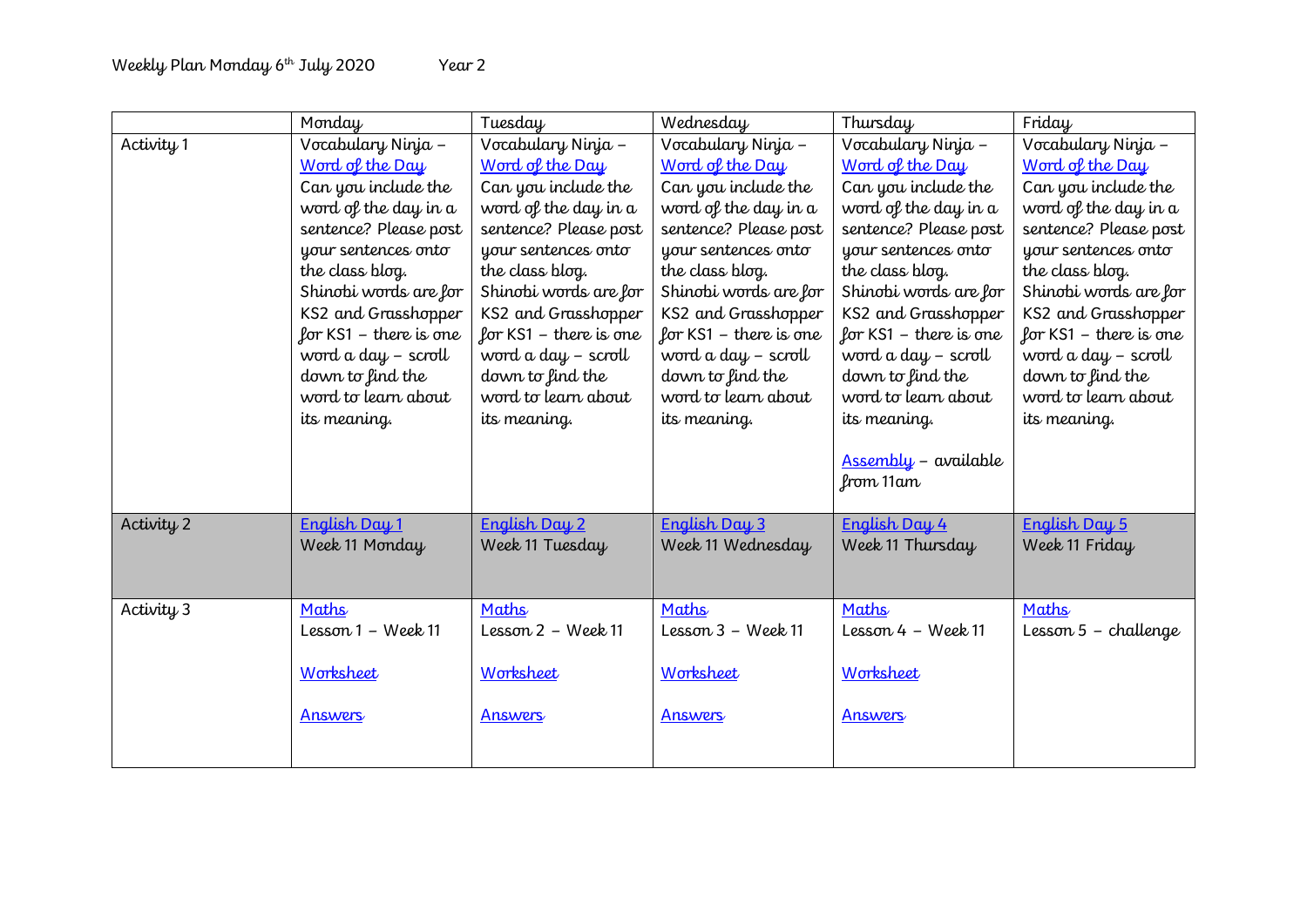Weekly Plan Monday 6th July 2020 Year 2

| | Monday | Tuesday | Wednesday | Thursday | Friday |
|---|---|---|---|---|---|
| Activity 1 | Vocabulary Ninja – Word of the Day<br>Can you include the word of the day in a sentence? Please post your sentences onto the class blog.<br>Shinobi words are for KS2 and Grasshopper for KS1 – there is one word a day – scroll down to find the word to learn about its meaning. | Vocabulary Ninja – Word of the Day<br>Can you include the word of the day in a sentence? Please post your sentences onto the class blog.<br>Shinobi words are for KS2 and Grasshopper for KS1 – there is one word a day – scroll down to find the word to learn about its meaning. | Vocabulary Ninja – Word of the Day<br>Can you include the word of the day in a sentence? Please post your sentences onto the class blog.<br>Shinobi words are for KS2 and Grasshopper for KS1 – there is one word a day – scroll down to find the word to learn about its meaning. | Vocabulary Ninja – Word of the Day<br>Can you include the word of the day in a sentence? Please post your sentences onto the class blog.<br>Shinobi words are for KS2 and Grasshopper for KS1 – there is one word a day – scroll down to find the word to learn about its meaning.<br><br>Assembly – available from 11am | Vocabulary Ninja – Word of the Day<br>Can you include the word of the day in a sentence? Please post your sentences onto the class blog.<br>Shinobi words are for KS2 and Grasshopper for KS1 – there is one word a day – scroll down to find the word to learn about its meaning. |
| Activity 2 | English Day 1<br>Week 11 Monday | English Day 2<br>Week 11 Tuesday | English Day 3<br>Week 11 Wednesday | English Day 4<br>Week 11 Thursday | English Day 5<br>Week 11 Friday |
| Activity 3 | Maths<br>Lesson 1 – Week 11<br><br>Worksheet<br><br>Answers | Maths<br>Lesson 2 – Week 11<br><br>Worksheet<br><br>Answers | Maths<br>Lesson 3 – Week 11<br><br>Worksheet<br><br>Answers | Maths<br>Lesson 4 – Week 11<br><br>Worksheet<br><br>Answers | Maths<br>Lesson 5 – challenge |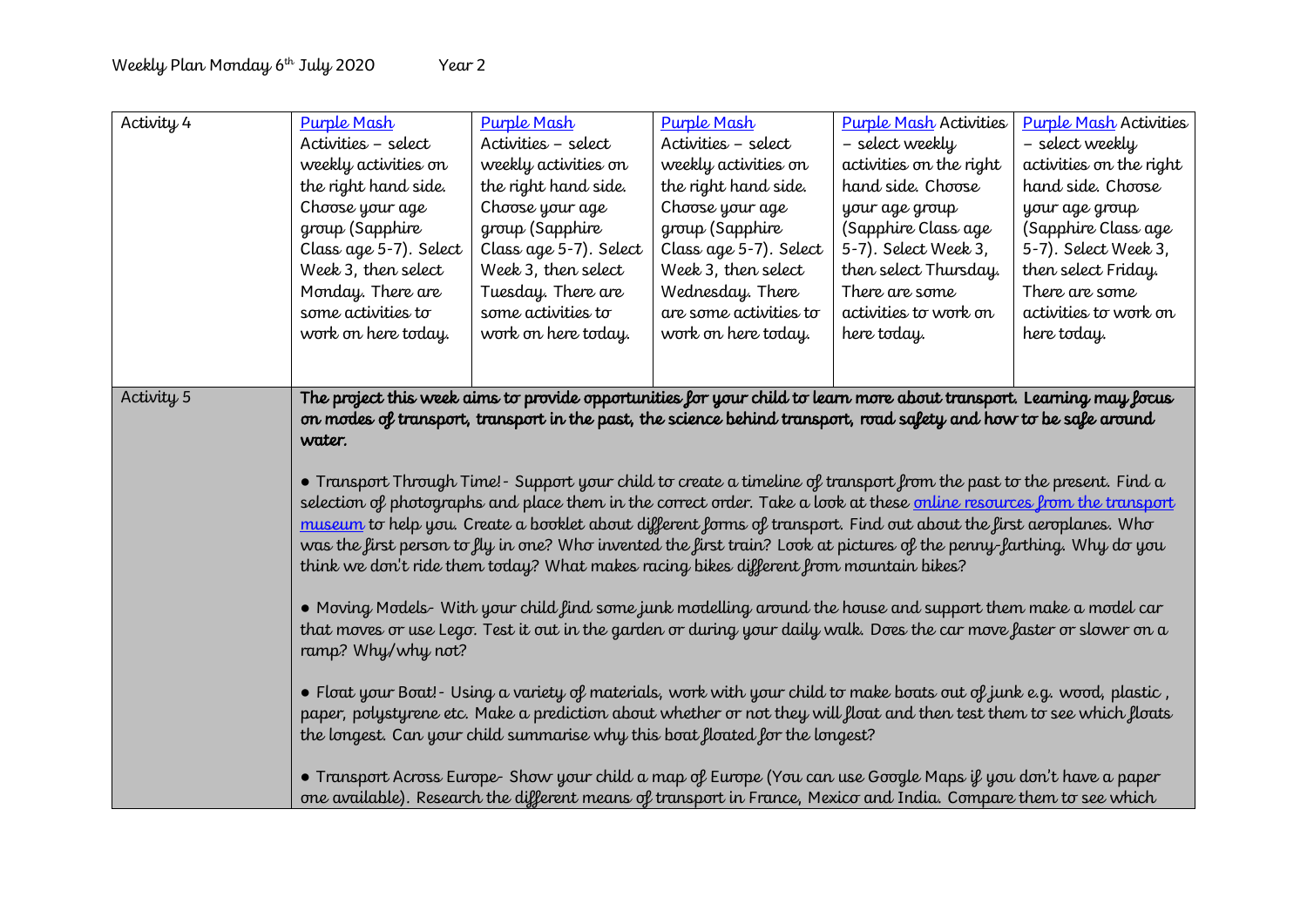Weekly Plan Monday 6th July 2020 Year 2

| Activity 4 | Purple Mash Activities – select weekly activities on the right hand side. Choose your age group (Sapphire Class age 5-7). Select Week 3, then select Monday. There are some activities to work on here today. | Purple Mash Activities – select weekly activities on the right hand side. Choose your age group (Sapphire Class age 5-7). Select Week 3, then select Tuesday. There are some activities to work on here today. | Purple Mash Activities – select weekly activities on the right hand side. Choose your age group (Sapphire Class age 5-7). Select Week 3, then select Wednesday. There are some activities to work on here today. | Purple Mash Activities – select weekly activities on the right hand side. Choose your age group (Sapphire Class age 5-7). Select Week 3, then select Thursday. There are some activities to work on here today. | Purple Mash Activities – select weekly activities on the right hand side. Choose your age group (Sapphire Class age 5-7). Select Week 3, then select Friday. There are some activities to work on here today. |
|---|---|---|---|---|---|
| Activity 5 | **The project this week aims to provide opportunities for your child to learn more about transport. Learning may focus on modes of transport, transport in the past, the science behind transport, road safety and how to be safe around water.**<br><br>● Transport Through Time!- Support your child to create a timeline of transport from the past to the present. Find a selection of photographs and place them in the correct order. Take a look at these online resources from the transport museum to help you. Create a booklet about different forms of transport. Find out about the first aeroplanes. Who was the first person to fly in one? Who invented the first train? Look at pictures of the penny-farthing. Why do you think we don't ride them today? What makes racing bikes different from mountain bikes?<br><br>● Moving Models- With your child find some junk modelling around the house and support them make a model car that moves or use Lego. Test it out in the garden or during your daily walk. Does the car move faster or slower on a ramp? Why/why not?<br><br>● Float your Boat!- Using a variety of materials, work with your child to make boats out of junk e.g. wood, plastic, paper, polystyrene etc. Make a prediction about whether or not they will float and then test them to see which floats the longest. Can your child summarise why this boat floated for the longest?<br><br>● Transport Across Europe- Show your child a map of Europe (You can use Google Maps if you don't have a paper one available). Research the different means of transport in France, Mexico and India. Compare them to see which | | | | |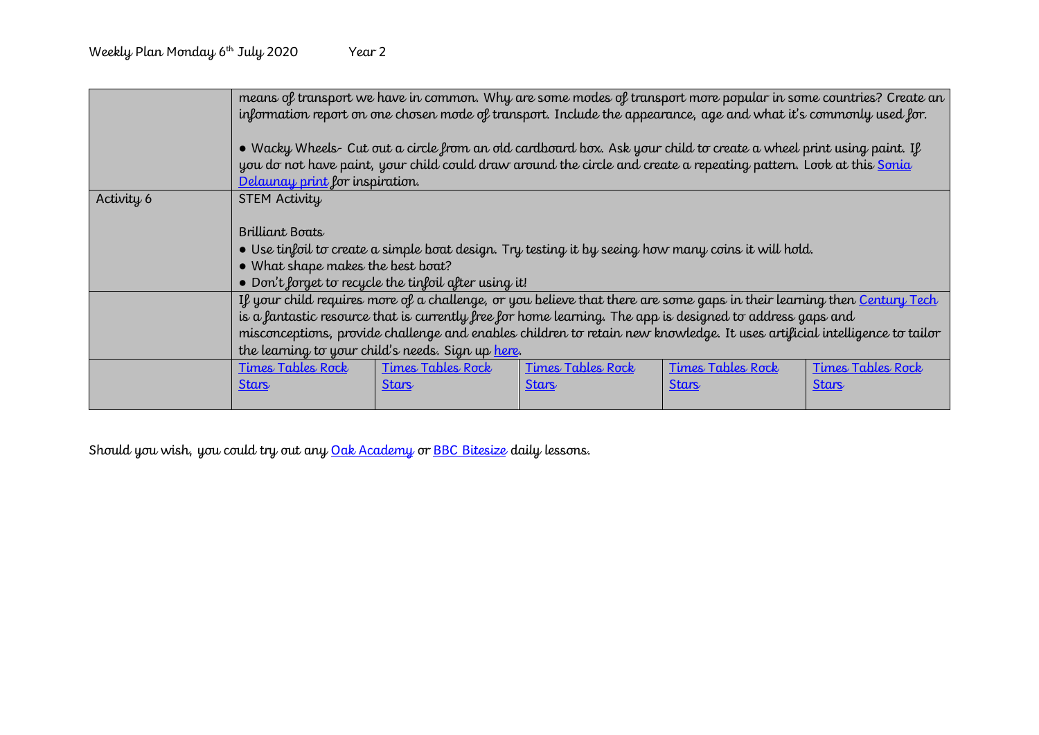Weekly Plan Monday 6th July 2020 Year 2

| | | | | | |
|---|---|---|---|---|---|
| | means of transport we have in common. Why are some modes of transport more popular in some countries? Create an information report on one chosen mode of transport. Include the appearance, age and what it's commonly used for.<br><br>● Wacky Wheels- Cut out a circle from an old cardboard box. Ask your child to create a wheel print using paint. If you do not have paint, your child could draw around the circle and create a repeating pattern. Look at this Sonia Delaunay print for inspiration. | | | | |
| Activity 6 | STEM Activity<br><br>Brilliant Boats<br>● Use tinfoil to create a simple boat design. Try testing it by seeing how many coins it will hold.<br>● What shape makes the best boat?<br>● Don't forget to recycle the tinfoil after using it! | | | | |
| | If your child requires more of a challenge, or you believe that there are some gaps in their learning then Century Tech is a fantastic resource that is currently free for home learning. The app is designed to address gaps and misconceptions, provide challenge and enables children to retain new knowledge. It uses artificial intelligence to tailor the learning to your child's needs. Sign up here. | | | | |
| | Times Tables Rock Stars | Times Tables Rock Stars | Times Tables Rock Stars | Times Tables Rock Stars | Times Tables Rock Stars |

Should you wish, you could try out any Oak Academy or BBC Bitesize daily lessons.